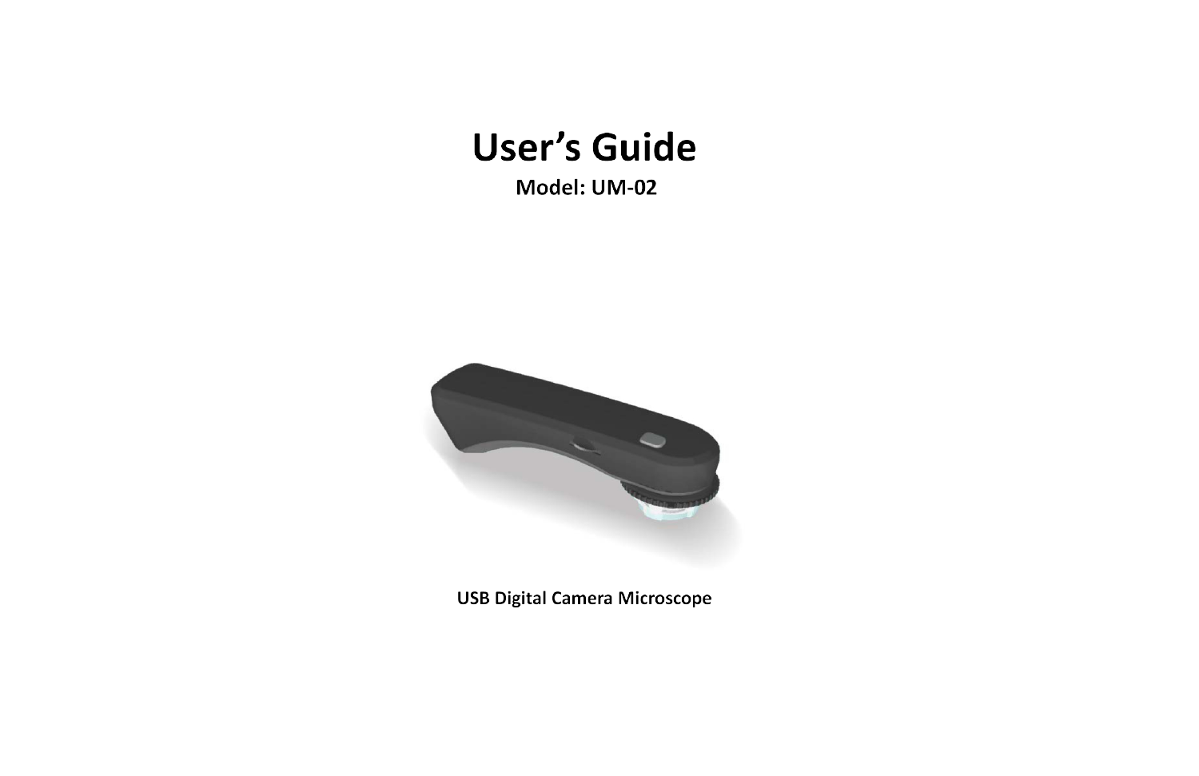# User's Guide

**Model: UM-02**

**USB Digital Camera Microscope**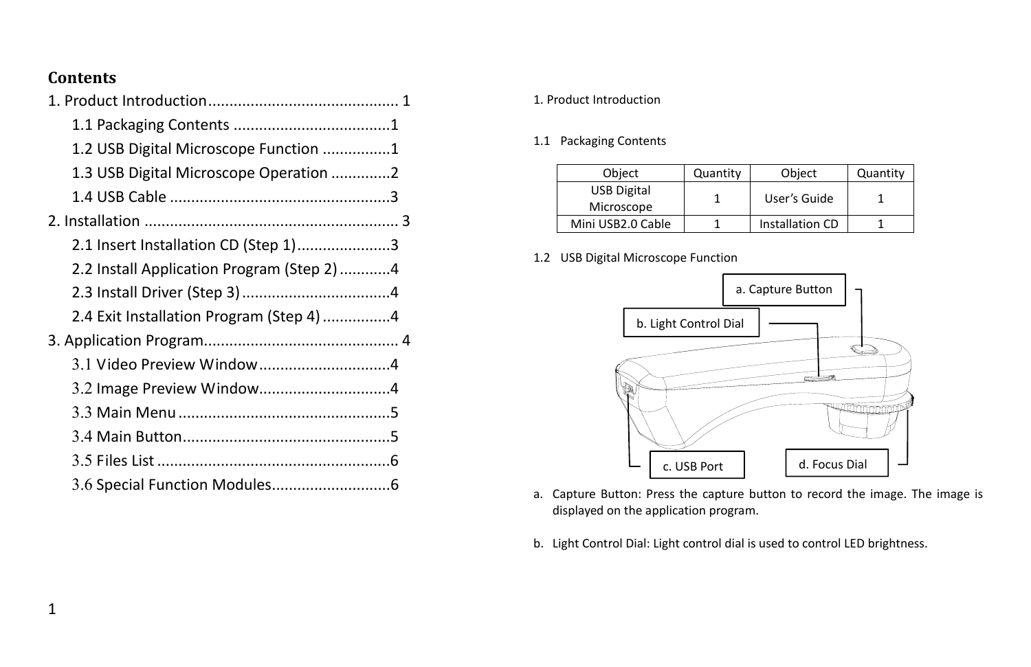## Contents

1. Product Introduction............................................ 1
    1.1 Packaging Contents ....................................1
    1.2 USB Digital Microscope Function ................1
    1.3 USB Digital Microscope Operation .............2
    1.4 USB Cable ...................................................3
2. Installation ........................................................... 3
    2.1 Insert Installation CD (Step 1).....................3
    2.2 Install Application Program (Step 2) ............4
    2.3 Install Driver (Step 3)..................................4
    2.4 Exit Installation Program (Step 4) ................4
3. Application Program............................................. 4
    3.1 Video Preview Window..............................4
    3.2 Image Preview Window..............................4
    3.3 Main Menu .................................................5
    3.4 Main Button................................................5
    3.5 Files List ......................................................6
    3.6 Special Function Modules...........................6

# 1. Product Introduction

## 1.1 Packaging Contents

| Object | Quantity | Object | Quantity |
|---|---|---|---|
| USB Digital Microscope | 1 | User's Guide | 1 |
| Mini USB2.0 Cable | 1 | Installation CD | 1 |

## 1.2 USB Digital Microscope Function

a. Capture Button
b. Light Control Dial
c. USB Port
d. Focus Dial

a. Capture Button: Press the capture button to record the image. The image is displayed on the application program.

b. Light Control Dial: Light control dial is used to control LED brightness.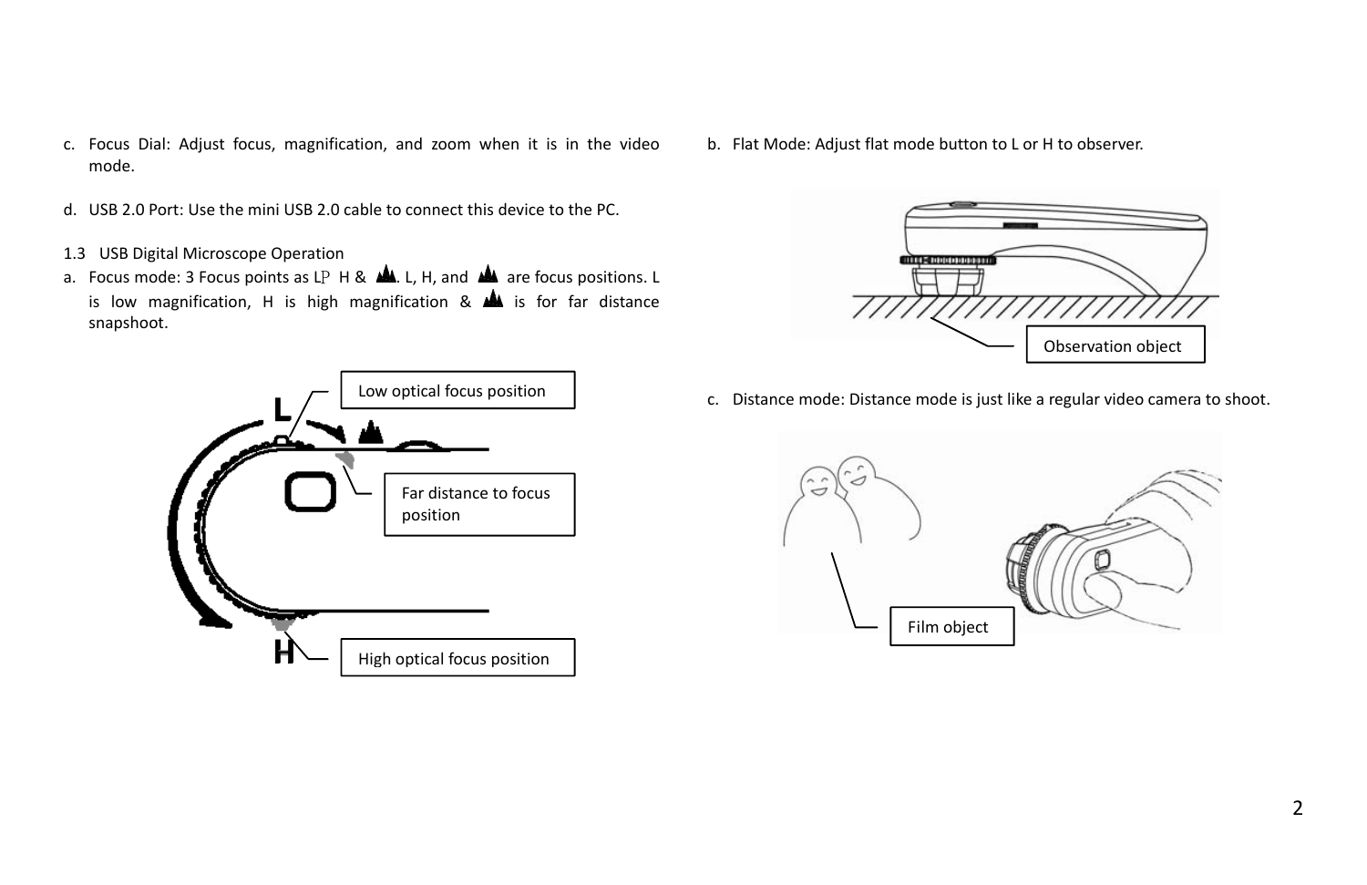c. Focus Dial: Adjust focus, magnification, and zoom when it is in the video mode.

d. USB 2.0 Port: Use the mini USB 2.0 cable to connect this device to the PC.

1.3 USB Digital Microscope Operation

a. Focus mode: 3 Focus points as LP H & ▲▲. L, H, and ▲▲ are focus positions. L is low magnification, H is high magnification & ▲▲ is for far distance snapshoot.

Low optical focus position

Far distance to focus position

High optical focus position

b. Flat Mode: Adjust flat mode button to L or H to observer.

Observation object

c. Distance mode: Distance mode is just like a regular video camera to shoot.

Film object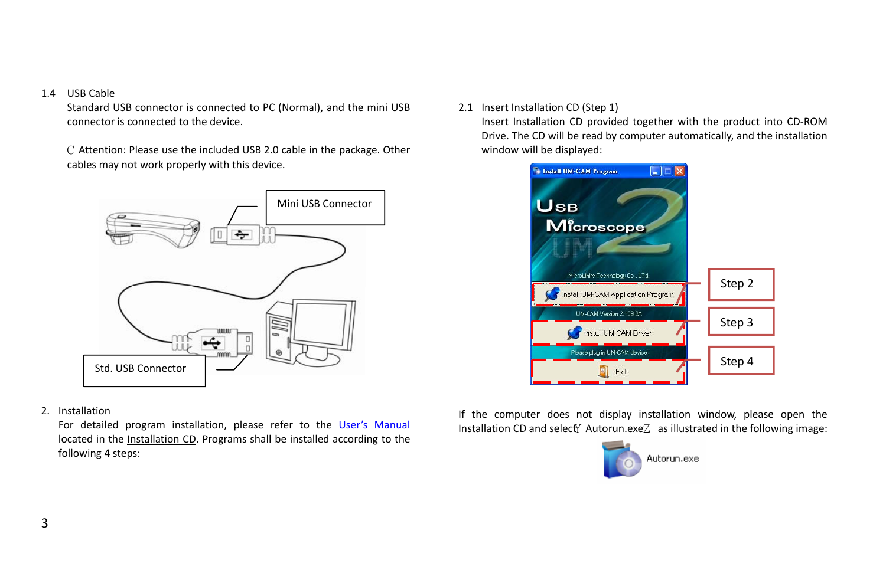1.4 USB Cable

Standard USB connector is connected to PC (Normal), and the mini USB connector is connected to the device.

Ⅽ Attention: Please use the included USB 2.0 cable in the package. Other cables may not work properly with this device.

Mini USB Connector

Std. USB Connector

## 2. Installation

For detailed program installation, please refer to the User's Manual located in the Installation CD. Programs shall be installed according to the following 4 steps:

2.1 Insert Installation CD (Step 1)

Insert Installation CD provided together with the product into CD-ROM Drive. The CD will be read by computer automatically, and the installation window will be displayed:

Step 2

Step 3

Step 4

If the computer does not display installation window, please open the Installation CD and select Ÿ Autorun.exe Ź as illustrated in the following image:

Autorun.exe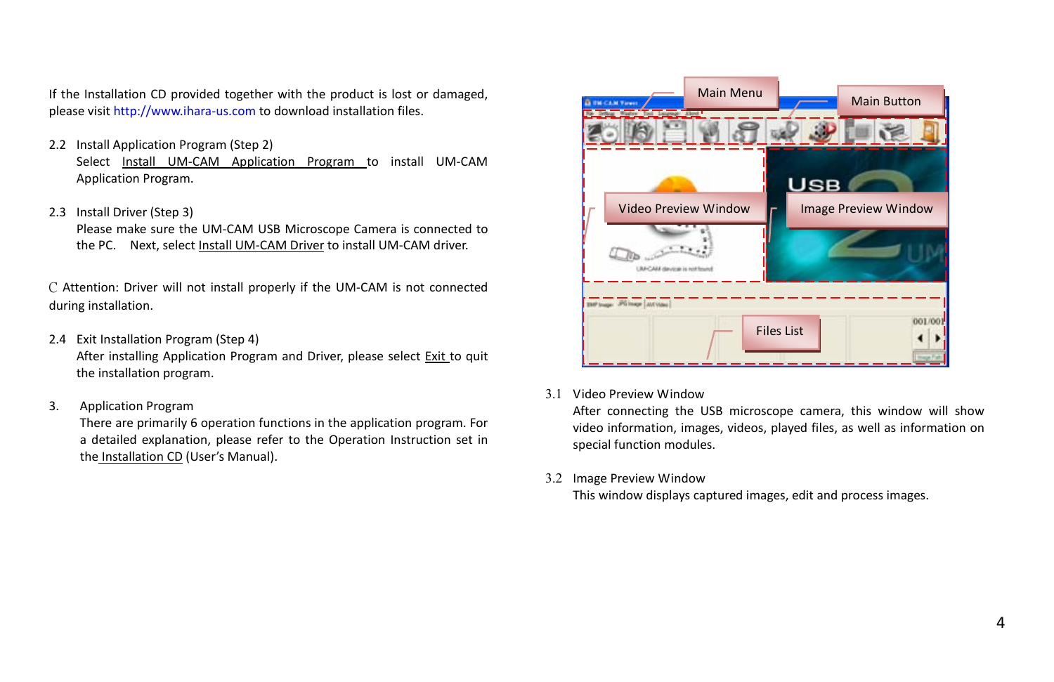If the Installation CD provided together with the product is lost or damaged, please visit http://www.ihara-us.com to download installation files.

2.2 Install Application Program (Step 2)

Select Install UM-CAM Application Program to install UM-CAM Application Program.

2.3 Install Driver (Step 3)

Please make sure the UM-CAM USB Microscope Camera is connected to the PC. Next, select Install UM-CAM Driver to install UM-CAM driver.

Attention: Driver will not install properly if the UM-CAM is not connected during installation.

2.4 Exit Installation Program (Step 4)

After installing Application Program and Driver, please select Exit to quit the installation program.

3. Application Program

There are primarily 6 operation functions in the application program. For a detailed explanation, please refer to the Operation Instruction set in the Installation CD (User's Manual).

Main Menu

Main Button

Video Preview Window

Image Preview Window

Files List

3.1 Video Preview Window

After connecting the USB microscope camera, this window will show video information, images, videos, played files, as well as information on special function modules.

3.2 Image Preview Window

This window displays captured images, edit and process images.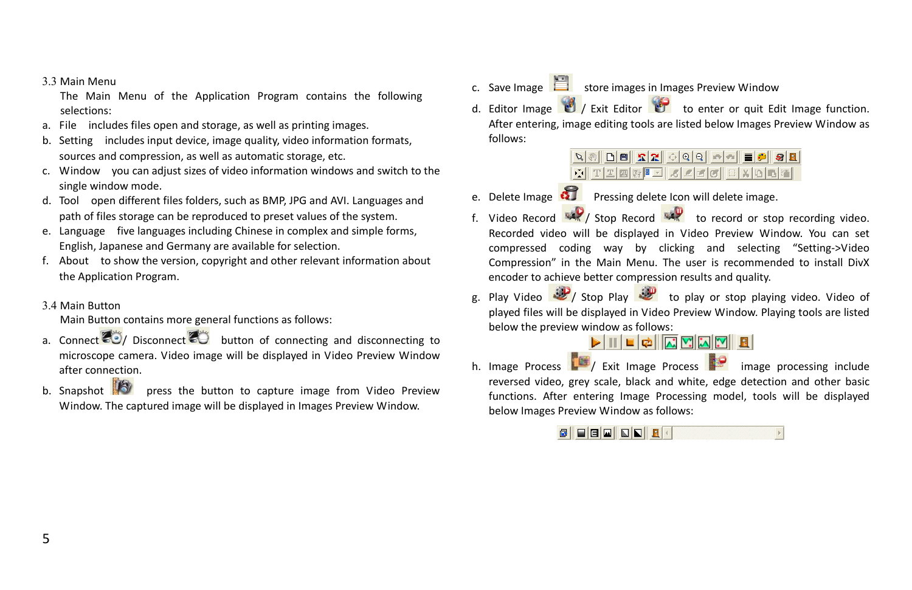## 3.3 Main Menu

The Main Menu of the Application Program contains the following selections:

a. File includes files open and storage, as well as printing images.
b. Setting includes input device, image quality, video information formats, sources and compression, as well as automatic storage, etc.
c. Window you can adjust sizes of video information windows and switch to the single window mode.
d. Tool open different files folders, such as BMP, JPG and AVI. Languages and path of files storage can be reproduced to preset values of the system.
e. Language five languages including Chinese in complex and simple forms, English, Japanese and Germany are available for selection.
f. About to show the version, copyright and other relevant information about the Application Program.

## 3.4 Main Button

Main Button contains more general functions as follows:

a. Connect / Disconnect button of connecting and disconnecting to microscope camera. Video image will be displayed in Video Preview Window after connection.
b. Snapshot press the button to capture image from Video Preview Window. The captured image will be displayed in Images Preview Window.
c. Save Image store images in Images Preview Window
d. Editor Image / Exit Editor to enter or quit Edit Image function. After entering, image editing tools are listed below Images Preview Window as follows:
e. Delete Image Pressing delete Icon will delete image.
f. Video Record / Stop Record to record or stop recording video. Recorded video will be displayed in Video Preview Window. You can set compressed coding way by clicking and selecting "Setting->Video Compression" in the Main Menu. The user is recommended to install DivX encoder to achieve better compression results and quality.
g. Play Video / Stop Play to play or stop playing video. Video of played files will be displayed in Video Preview Window. Playing tools are listed below the preview window as follows:
h. Image Process / Exit Image Process image processing include reversed video, grey scale, black and white, edge detection and other basic functions. After entering Image Processing model, tools will be displayed below Images Preview Window as follows: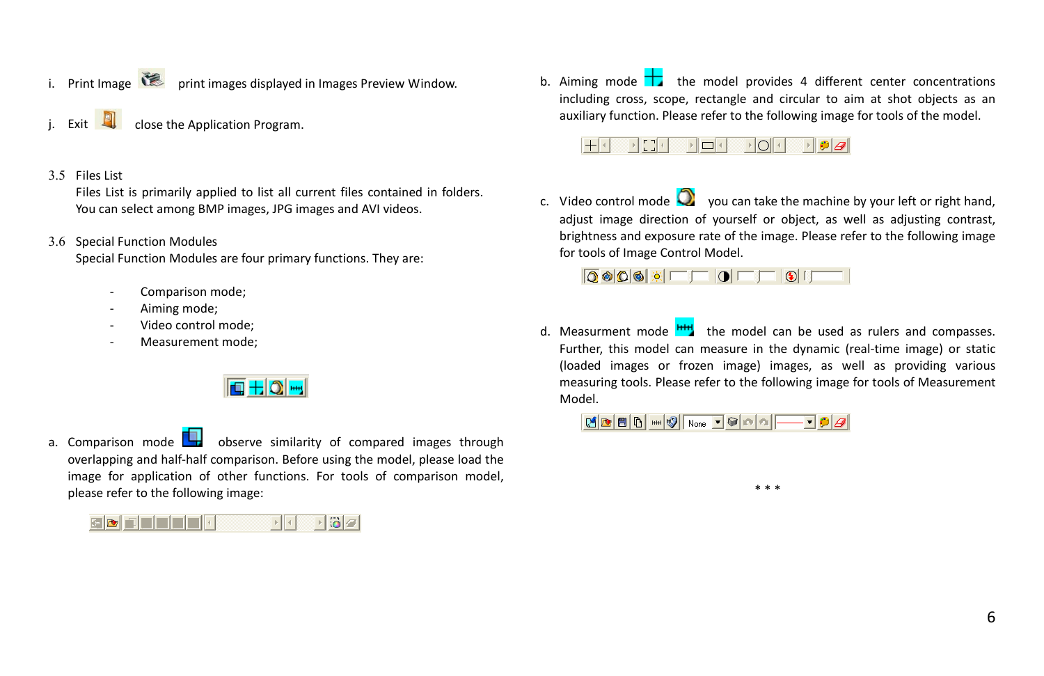i. Print Image print images displayed in Images Preview Window.

j. Exit close the Application Program.

3.5 Files List

Files List is primarily applied to list all current files contained in folders. You can select among BMP images, JPG images and AVI videos.

3.6 Special Function Modules

Special Function Modules are four primary functions. They are:

- Comparison mode;
- Aiming mode;
- Video control mode;
- Measurement mode;

a. Comparison mode observe similarity of compared images through overlapping and half-half comparison. Before using the model, please load the image for application of other functions. For tools of comparison model, please refer to the following image:

b. Aiming mode the model provides 4 different center concentrations including cross, scope, rectangle and circular to aim at shot objects as an auxiliary function. Please refer to the following image for tools of the model.

c. Video control mode you can take the machine by your left or right hand, adjust image direction of yourself or object, as well as adjusting contrast, brightness and exposure rate of the image. Please refer to the following image for tools of Image Control Model.

d. Measurment mode the model can be used as rulers and compasses. Further, this model can measure in the dynamic (real-time image) or static (loaded images or frozen image) images, as well as providing various measuring tools. Please refer to the following image for tools of Measurement Model.

None

\* \* \*